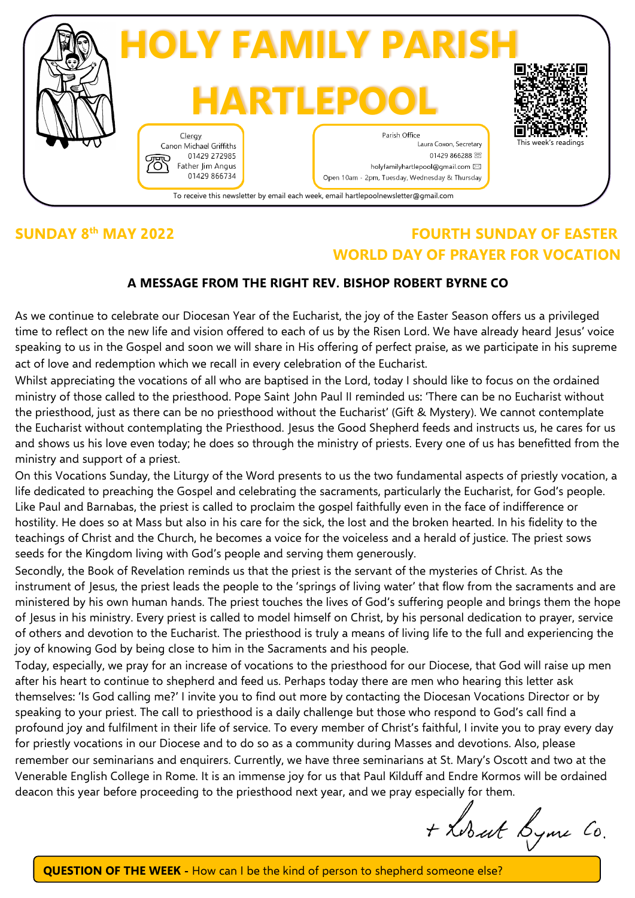# HOLY FAMILY PARISH HARTLEPOOL

Clergy
Canon Michael Griffiths
01429 272985
Father Jim Angus
01429 866734

Parish Office
Laura Coxon, Secretary
01429 866288
holyfamilyhartlepool@gmail.com
Open 10am - 2pm, Tuesday, Wednesday & Thursday

This week's readings

To receive this newsletter by email each week, email hartlepoolnewsletter@gmail.com

## SUNDAY 8th MAY 2022

## FOURTH SUNDAY OF EASTER
## WORLD DAY OF PRAYER FOR VOCATION

### A MESSAGE FROM THE RIGHT REV. BISHOP ROBERT BYRNE CO

As we continue to celebrate our Diocesan Year of the Eucharist, the joy of the Easter Season offers us a privileged time to reflect on the new life and vision offered to each of us by the Risen Lord. We have already heard Jesus' voice speaking to us in the Gospel and soon we will share in His offering of perfect praise, as we participate in his supreme act of love and redemption which we recall in every celebration of the Eucharist.

Whilst appreciating the vocations of all who are baptised in the Lord, today I should like to focus on the ordained ministry of those called to the priesthood. Pope Saint John Paul II reminded us: 'There can be no Eucharist without the priesthood, just as there can be no priesthood without the Eucharist' (Gift & Mystery). We cannot contemplate the Eucharist without contemplating the Priesthood. Jesus the Good Shepherd feeds and instructs us, he cares for us and shows us his love even today; he does so through the ministry of priests. Every one of us has benefitted from the ministry and support of a priest.

On this Vocations Sunday, the Liturgy of the Word presents to us the two fundamental aspects of priestly vocation, a life dedicated to preaching the Gospel and celebrating the sacraments, particularly the Eucharist, for God's people. Like Paul and Barnabas, the priest is called to proclaim the gospel faithfully even in the face of indifference or hostility. He does so at Mass but also in his care for the sick, the lost and the broken hearted. In his fidelity to the teachings of Christ and the Church, he becomes a voice for the voiceless and a herald of justice. The priest sows seeds for the Kingdom living with God's people and serving them generously.

Secondly, the Book of Revelation reminds us that the priest is the servant of the mysteries of Christ. As the instrument of Jesus, the priest leads the people to the 'springs of living water' that flow from the sacraments and are ministered by his own human hands. The priest touches the lives of God's suffering people and brings them the hope of Jesus in his ministry. Every priest is called to model himself on Christ, by his personal dedication to prayer, service of others and devotion to the Eucharist. The priesthood is truly a means of living life to the full and experiencing the joy of knowing God by being close to him in the Sacraments and his people.

Today, especially, we pray for an increase of vocations to the priesthood for our Diocese, that God will raise up men after his heart to continue to shepherd and feed us. Perhaps today there are men who hearing this letter ask themselves: 'Is God calling me?' I invite you to find out more by contacting the Diocesan Vocations Director or by speaking to your priest. The call to priesthood is a daily challenge but those who respond to God's call find a profound joy and fulfilment in their life of service. To every member of Christ's faithful, I invite you to pray every day for priestly vocations in our Diocese and to do so as a community during Masses and devotions. Also, please remember our seminarians and enquirers. Currently, we have three seminarians at St. Mary's Oscott and two at the Venerable English College in Rome. It is an immense joy for us that Paul Kilduff and Endre Kormos will be ordained deacon this year before proceeding to the priesthood next year, and we pray especially for them.

+ Robert Byrne Co.

**QUESTION OF THE WEEK -** How can I be the kind of person to shepherd someone else?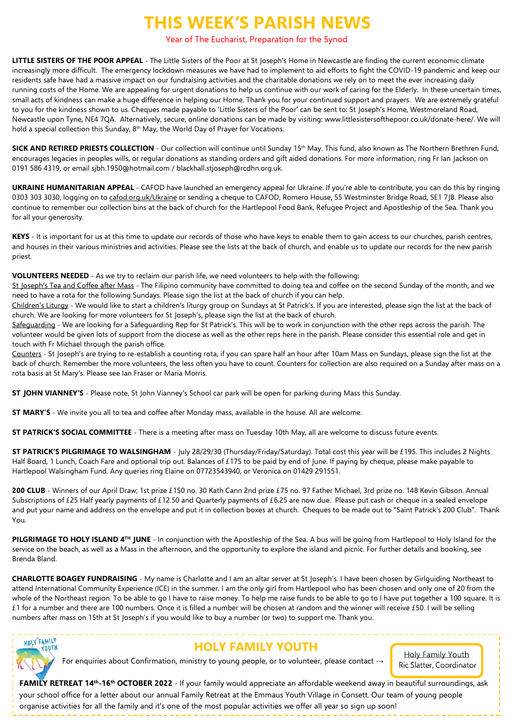# THIS WEEK'S PARISH NEWS

Year of The Eucharist, Preparation for the Synod

**LITTLE SISTERS OF THE POOR APPEAL** - The Little Sisters of the Poor at St Joseph's Home in Newcastle are finding the current economic climate increasingly more difficult. The emergency lockdown measures we have had to implement to aid efforts to fight the COVID-19 pandemic and keep our residents safe have had a massive impact on our fundraising activities and the charitable donations we rely on to meet the ever increasing daily running costs of the Home. We are appealing for urgent donations to help us continue with our work of caring for the Elderly. In these uncertain times, small acts of kindness can make a huge difference in helping our Home. Thank you for your continued support and prayers. We are extremely grateful to you for the kindness shown to us. Cheques made payable to 'Little Sisters of the Poor' can be sent to: St Joseph's Home, Westmoreland Road, Newcastle upon Tyne, NE4 7QA. Alternatively, secure, online donations can be made by visiting: www.littlesistersofthepoor.co.uk/donate-here/. We will hold a special collection this Sunday, 8th May, the World Day of Prayer for Vocations.

**SICK AND RETIRED PRIESTS COLLECTION** - Our collection will continue until Sunday 15th May. This fund, also known as The Northern Brethren Fund, encourages legacies in peoples wills, or regular donations as standing orders and gift aided donations. For more information, ring Fr Ian Jackson on 0191 586 4319, or email sjbh.1950@hotmail.com / blackhall.stjoseph@rcdhn.org.uk.

**UKRAINE HUMANITARIAN APPEAL** - CAFOD have launched an emergency appeal for Ukraine. If you're able to contribute, you can do this by ringing 0303 303 3030, logging on to cafod.org.uk/Ukraine or sending a cheque to CAFOD, Romero House, 55 Westminster Bridge Road, SE1 7JB. Please also continue to remember our collection bins at the back of church for the Hartlepool Food Bank, Refugee Project and Apostleship of the Sea. Thank you for all your generosity.

**KEYS** - It is important for us at this time to update our records of those who have keys to enable them to gain access to our churches, parish centres, and houses in their various ministries and activities. Please see the lists at the back of church, and enable us to update our records for the new parish priest.

**VOLUNTEERS NEEDED** - As we try to reclaim our parish life, we need volunteers to help with the following:

St Joseph's Tea and Coffee after Mass - The Filipino community have committed to doing tea and coffee on the second Sunday of the month, and we need to have a rota for the following Sundays. Please sign the list at the back of church if you can help.

Children's Liturgy - We would like to start a children's liturgy group on Sundays at St Patrick's. If you are interested, please sign the list at the back of church. We are looking for more volunteers for St Joseph's, please sign the list at the back of church.

Safeguarding - We are looking for a Safeguarding Rep for St Patrick's. This will be to work in conjunction with the other reps across the parish. The volunteer would be given lots of support from the diocese as well as the other reps here in the parish. Please consider this essential role and get in touch with Fr Michael through the parish office.

Counters - St Joseph's are trying to re-establish a counting rota, if you can spare half an hour after 10am Mass on Sundays, please sign the list at the back of church. Remember the more volunteers, the less often you have to count. Counters for collection are also required on a Sunday after mass on a rota basis at St Mary's. Please see Ian Fraser or Maria Morris.

**ST JOHN VIANNEY'S** - Please note, St John Vianney's School car park will be open for parking during Mass this Sunday.

**ST MARY'S** - We invite you all to tea and coffee after Monday mass, available in the house. All are welcome.

**ST PATRICK'S SOCIAL COMMITTEE** - There is a meeting after mass on Tuesday 10th May, all are welcome to discuss future events.

**ST PATRICK'S PILGRIMAGE TO WALSINGHAM** - July 28/29/30 (Thursday/Friday/Saturday). Total cost this year will be £195. This includes 2 Nights Half Board, 1 Lunch, Coach Fare and optional trip out. Balances of £175 to be paid by end of June. If paying by cheque, please make payable to Hartlepool Walsingham Fund. Any queries ring Elaine on 07723543940, or Veronica on 01429 291551.

**200 CLUB** - Winners of our April Draw; 1st prize £150 no. 30 Kath Cann 2nd prize £75 no. 97 Father Michael, 3rd prize no. 148 Kevin Gibson. Annual Subscriptions of £25 Half yearly payments of £12.50 and Quarterly payments of £6.25 are now due. Please put cash or cheque in a sealed envelope and put your name and address on the envelope and put it in collection boxes at church. Cheques to be made out to "Saint Patrick's 200 Club". Thank You.

**PILGRIMAGE TO HOLY ISLAND 4TH JUNE** - In conjunction with the Apostleship of the Sea. A bus will be going from Hartlepool to Holy Island for the service on the beach, as well as a Mass in the afternoon, and the opportunity to explore the island and picnic. For further details and booking, see Brenda Bland.

**CHARLOTTE BOAGEY FUNDRAISING** - My name is Charlotte and I am an altar server at St Joseph's. I have been chosen by Girlguiding Northeast to attend International Community Experience (ICE) in the summer. I am the only girl from Hartlepool who has been chosen and only one of 20 from the whole of the Northeast region. To be able to go I have to raise money. To help me raise funds to be able to go to I have put together a 100 square. It is £1 for a number and there are 100 numbers. Once it is filled a number will be chosen at random and the winner will receive £50. I will be selling numbers after mass on 15th at St Joseph's if you would like to buy a number (or two) to support me. Thank you.

## HOLY FAMILY YOUTH

For enquiries about Confirmation, ministry to young people, or to volunteer, please contact → Holy Family Youth, Ric Slatter, Coordinator

**FAMILY RETREAT 14th-16th OCTOBER 2022** - If your family would appreciate an affordable weekend away in beautiful surroundings, ask your school office for a letter about our annual Family Retreat at the Emmaus Youth Village in Consett. Our team of young people organise activities for all the family and it's one of the most popular activities we offer all year so sign up soon!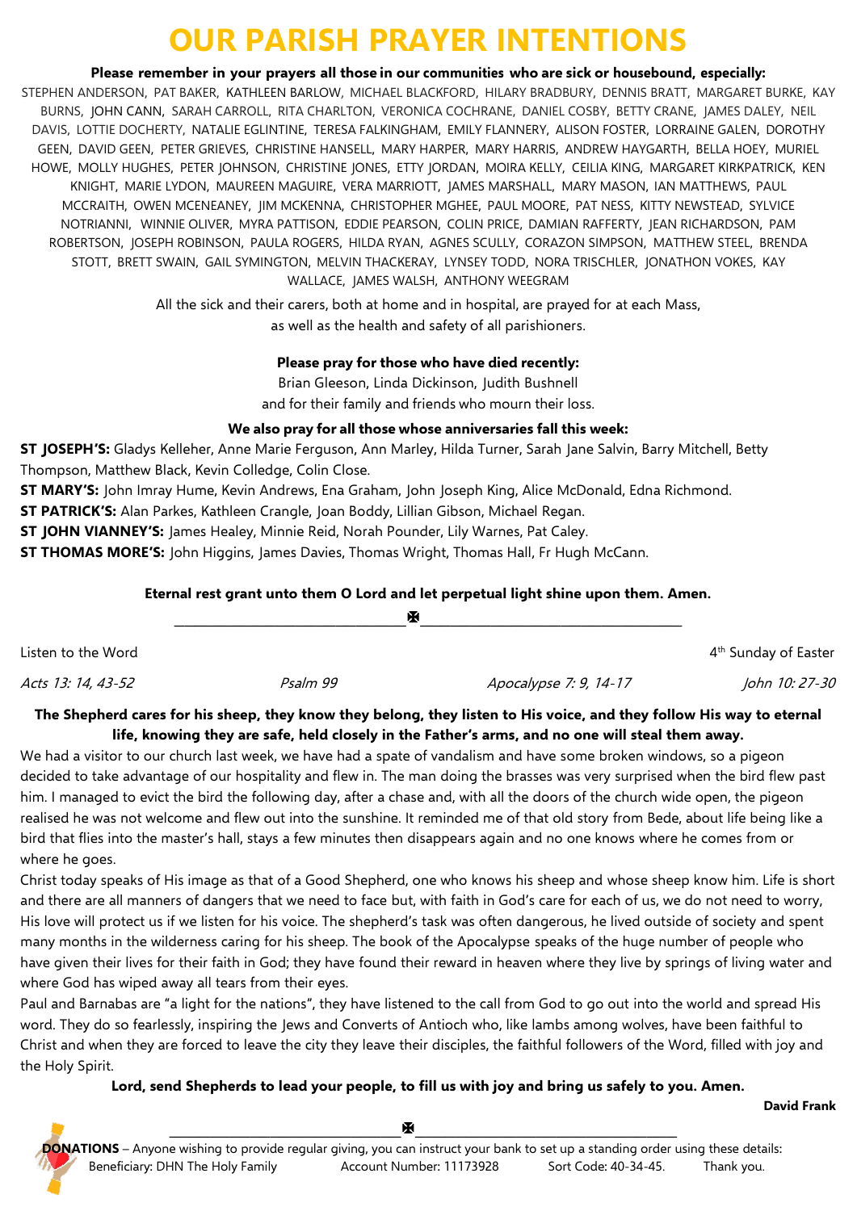# OUR PARISH PRAYER INTENTIONS

**Please remember in your prayers all those in our communities who are sick or housebound, especially:**

STEPHEN ANDERSON, PAT BAKER, KATHLEEN BARLOW, MICHAEL BLACKFORD, HILARY BRADBURY, DENNIS BRATT, MARGARET BURKE, KAY BURNS, JOHN CANN, SARAH CARROLL, RITA CHARLTON, VERONICA COCHRANE, DANIEL COSBY, BETTY CRANE, JAMES DALEY, NEIL DAVIS, LOTTIE DOCHERTY, NATALIE EGLINTINE, TERESA FALKINGHAM, EMILY FLANNERY, ALISON FOSTER, LORRAINE GALEN, DOROTHY GEEN, DAVID GEEN, PETER GRIEVES, CHRISTINE HANSELL, MARY HARPER, MARY HARRIS, ANDREW HAYGARTH, BELLA HOEY, MURIEL HOWE, MOLLY HUGHES, PETER JOHNSON, CHRISTINE JONES, ETTY JORDAN, MOIRA KELLY, CEILIA KING, MARGARET KIRKPATRICK, KEN KNIGHT, MARIE LYDON, MAUREEN MAGUIRE, VERA MARRIOTT, JAMES MARSHALL, MARY MASON, IAN MATTHEWS, PAUL MCCRAITH, OWEN MCENEANEY, JIM MCKENNA, CHRISTOPHER MGHEE, PAUL MOORE, PAT NESS, KITTY NEWSTEAD, SYLVICE NOTRIANNI, WINNIE OLIVER, MYRA PATTISON, EDDIE PEARSON, COLIN PRICE, DAMIAN RAFFERTY, JEAN RICHARDSON, PAM ROBERTSON, JOSEPH ROBINSON, PAULA ROGERS, HILDA RYAN, AGNES SCULLY, CORAZON SIMPSON, MATTHEW STEEL, BRENDA STOTT, BRETT SWAIN, GAIL SYMINGTON, MELVIN THACKERAY, LYNSEY TODD, NORA TRISCHLER, JONATHON VOKES, KAY WALLACE, JAMES WALSH, ANTHONY WEEGRAM

All the sick and their carers, both at home and in hospital, are prayed for at each Mass, as well as the health and safety of all parishioners.

**Please pray for those who have died recently:**

Brian Gleeson, Linda Dickinson, Judith Bushnell
and for their family and friends who mourn their loss.

**We also pray for all those whose anniversaries fall this week:**

**ST JOSEPH'S:** Gladys Kelleher, Anne Marie Ferguson, Ann Marley, Hilda Turner, Sarah Jane Salvin, Barry Mitchell, Betty Thompson, Matthew Black, Kevin Colledge, Colin Close.
**ST MARY'S:** John Imray Hume, Kevin Andrews, Ena Graham, John Joseph King, Alice McDonald, Edna Richmond.
**ST PATRICK'S:** Alan Parkes, Kathleen Crangle, Joan Boddy, Lillian Gibson, Michael Regan.
**ST JOHN VIANNEY'S:** James Healey, Minnie Reid, Norah Pounder, Lily Warnes, Pat Caley.
**ST THOMAS MORE'S:** John Higgins, James Davies, Thomas Wright, Thomas Hall, Fr Hugh McCann.

**Eternal rest grant unto them O Lord and let perpetual light shine upon them. Amen.**

---

Listen to the Word — 4th Sunday of Easter

*Acts 13: 14, 43-52* — *Psalm 99* — *Apocalypse 7: 9, 14-17* — *John 10: 27-30*

**The Shepherd cares for his sheep, they know they belong, they listen to His voice, and they follow His way to eternal life, knowing they are safe, held closely in the Father's arms, and no one will steal them away.**

We had a visitor to our church last week, we have had a spate of vandalism and have some broken windows, so a pigeon decided to take advantage of our hospitality and flew in. The man doing the brasses was very surprised when the bird flew past him. I managed to evict the bird the following day, after a chase and, with all the doors of the church wide open, the pigeon realised he was not welcome and flew out into the sunshine. It reminded me of that old story from Bede, about life being like a bird that flies into the master's hall, stays a few minutes then disappears again and no one knows where he comes from or where he goes.

Christ today speaks of His image as that of a Good Shepherd, one who knows his sheep and whose sheep know him. Life is short and there are all manners of dangers that we need to face but, with faith in God's care for each of us, we do not need to worry, His love will protect us if we listen for his voice. The shepherd's task was often dangerous, he lived outside of society and spent many months in the wilderness caring for his sheep. The book of the Apocalypse speaks of the huge number of people who have given their lives for their faith in God; they have found their reward in heaven where they live by springs of living water and where God has wiped away all tears from their eyes.

Paul and Barnabas are "a light for the nations", they have listened to the call from God to go out into the world and spread His word. They do so fearlessly, inspiring the Jews and Converts of Antioch who, like lambs among wolves, have been faithful to Christ and when they are forced to leave the city they leave their disciples, the faithful followers of the Word, filled with joy and the Holy Spirit.

**Lord, send Shepherds to lead your people, to fill us with joy and bring us safely to you. Amen.**

**David Frank**

---

**DONATIONS** – Anyone wishing to provide regular giving, you can instruct your bank to set up a standing order using these details:
Beneficiary: DHN The Holy Family — Account Number: 11173928 — Sort Code: 40-34-45. — Thank you.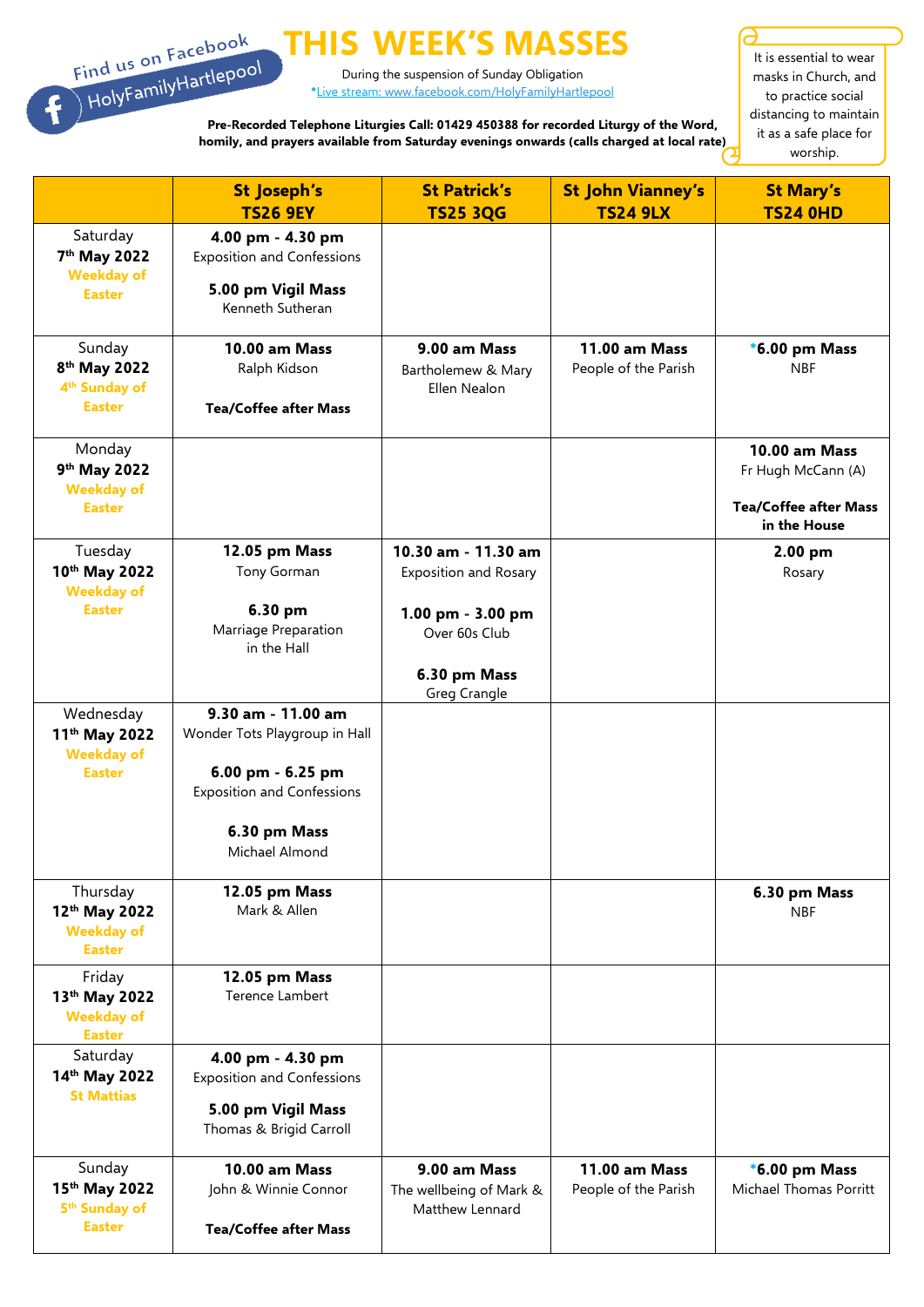Find us on Facebook
HolyFamilyHartlepool

# THIS WEEK'S MASSES

During the suspension of Sunday Obligation
*Live stream: www.facebook.com/HolyFamilyHartlepool

**Pre-Recorded Telephone Liturgies Call: 01429 450388 for recorded Liturgy of the Word, homily, and prayers available from Saturday evenings onwards (calls charged at local rate)**

It is essential to wear masks in Church, and to practice social distancing to maintain it as a safe place for worship.

| | St Joseph's TS26 9EY | St Patrick's TS25 3QG | St John Vianney's TS24 9LX | St Mary's TS24 0HD |
|---|---|---|---|---|
| Saturday **7th May 2022** **Weekday of Easter** | **4.00 pm - 4.30 pm** Exposition and Confessions **5.00 pm Vigil Mass** Kenneth Sutheran | | | |
| Sunday **8th May 2022** **4th Sunday of Easter** | **10.00 am Mass** Ralph Kidson **Tea/Coffee after Mass** | **9.00 am Mass** Bartholemew & Mary Ellen Nealon | **11.00 am Mass** People of the Parish | ***6.00 pm Mass** NBF |
| Monday **9th May 2022** **Weekday of Easter** | | | | **10.00 am Mass** Fr Hugh McCann (A) **Tea/Coffee after Mass in the House** |
| Tuesday **10th May 2022** **Weekday of Easter** | **12.05 pm Mass** Tony Gorman **6.30 pm** Marriage Preparation in the Hall | **10.30 am - 11.30 am** Exposition and Rosary **1.00 pm - 3.00 pm** Over 60s Club **6.30 pm Mass** Greg Crangle | | **2.00 pm** Rosary |
| Wednesday **11th May 2022** **Weekday of Easter** | **9.30 am - 11.00 am** Wonder Tots Playgroup in Hall **6.00 pm - 6.25 pm** Exposition and Confessions **6.30 pm Mass** Michael Almond | | | |
| Thursday **12th May 2022** **Weekday of Easter** | **12.05 pm Mass** Mark & Allen | | | **6.30 pm Mass** NBF |
| Friday **13th May 2022** **Weekday of Easter** | **12.05 pm Mass** Terence Lambert | | | |
| Saturday **14th May 2022** **St Mattias** | **4.00 pm - 4.30 pm** Exposition and Confessions **5.00 pm Vigil Mass** Thomas & Brigid Carroll | | | |
| Sunday **15th May 2022** **5th Sunday of Easter** | **10.00 am Mass** John & Winnie Connor **Tea/Coffee after Mass** | **9.00 am Mass** The wellbeing of Mark & Matthew Lennard | **11.00 am Mass** People of the Parish | ***6.00 pm Mass** Michael Thomas Porritt |